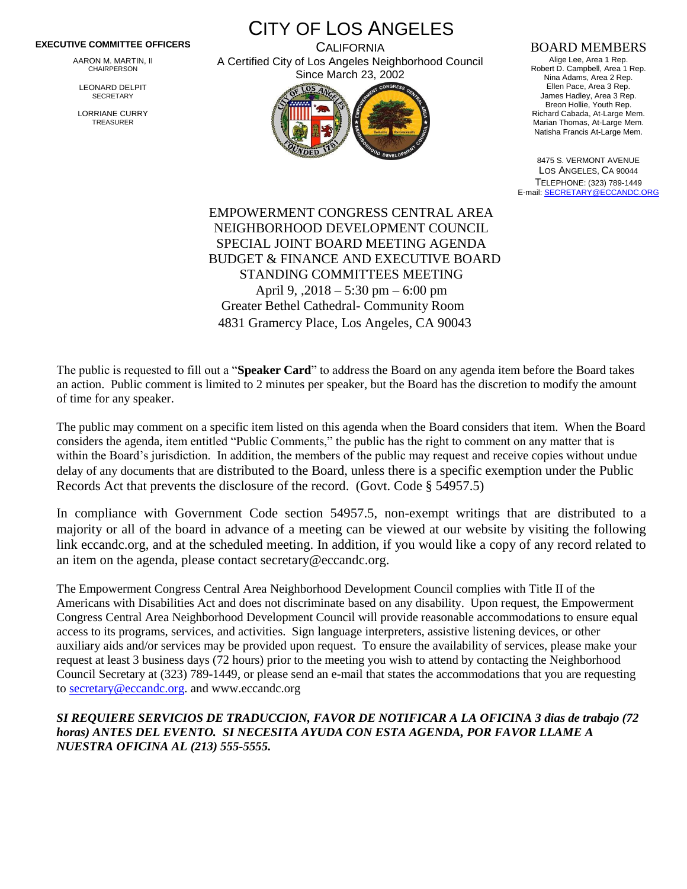**EXECUTIVE COMMITTEE OFFICERS**

AARON M. MARTIN, II
CHAIRPERSON

LEONARD DELPIT
SECRETARY

LORRIANE CURRY
TREASURER

# CITY OF LOS ANGELES

CALIFORNIA
A Certified City of Los Angeles Neighborhood Council
Since March 23, 2002

**BOARD MEMBERS**

Alige Lee, Area 1 Rep.
Robert D. Campbell, Area 1 Rep.
Nina Adams, Area 2 Rep.
Ellen Pace, Area 3 Rep.
James Hadley, Area 3 Rep.
Breon Hollie, Youth Rep.
Richard Cabada, At-Large Mem.
Marian Thomas, At-Large Mem.
Natisha Francis At-Large Mem.

8475 S. VERMONT AVENUE
LOS ANGELES, CA 90044
TELEPHONE: (323) 789-1449
E-mail: SECRETARY@ECCANDC.ORG

EMPOWERMENT CONGRESS CENTRAL AREA
NEIGHBORHOOD DEVELOPMENT COUNCIL
SPECIAL JOINT BOARD MEETING AGENDA
BUDGET & FINANCE AND EXECUTIVE BOARD
STANDING COMMITTEES MEETING
April 9, ,2018 – 5:30 pm – 6:00 pm
Greater Bethel Cathedral- Community Room
4831 Gramercy Place, Los Angeles, CA 90043

The public is requested to fill out a "**Speaker Card**" to address the Board on any agenda item before the Board takes an action. Public comment is limited to 2 minutes per speaker, but the Board has the discretion to modify the amount of time for any speaker.

The public may comment on a specific item listed on this agenda when the Board considers that item. When the Board considers the agenda, item entitled "Public Comments," the public has the right to comment on any matter that is within the Board's jurisdiction. In addition, the members of the public may request and receive copies without undue delay of any documents that are distributed to the Board, unless there is a specific exemption under the Public Records Act that prevents the disclosure of the record. (Govt. Code § 54957.5)

In compliance with Government Code section 54957.5, non-exempt writings that are distributed to a majority or all of the board in advance of a meeting can be viewed at our website by visiting the following link eccandc.org, and at the scheduled meeting. In addition, if you would like a copy of any record related to an item on the agenda, please contact secretary@eccandc.org.

The Empowerment Congress Central Area Neighborhood Development Council complies with Title II of the Americans with Disabilities Act and does not discriminate based on any disability. Upon request, the Empowerment Congress Central Area Neighborhood Development Council will provide reasonable accommodations to ensure equal access to its programs, services, and activities. Sign language interpreters, assistive listening devices, or other auxiliary aids and/or services may be provided upon request. To ensure the availability of services, please make your request at least 3 business days (72 hours) prior to the meeting you wish to attend by contacting the Neighborhood Council Secretary at (323) 789-1449, or please send an e-mail that states the accommodations that you are requesting to secretary@eccandc.org. and www.eccandc.org

***SI REQUIERE SERVICIOS DE TRADUCCION, FAVOR DE NOTIFICAR A LA OFICINA 3 dias de trabajo (72 horas) ANTES DEL EVENTO. SI NECESITA AYUDA CON ESTA AGENDA, POR FAVOR LLAME A NUESTRA OFICINA AL (213) 555-5555.***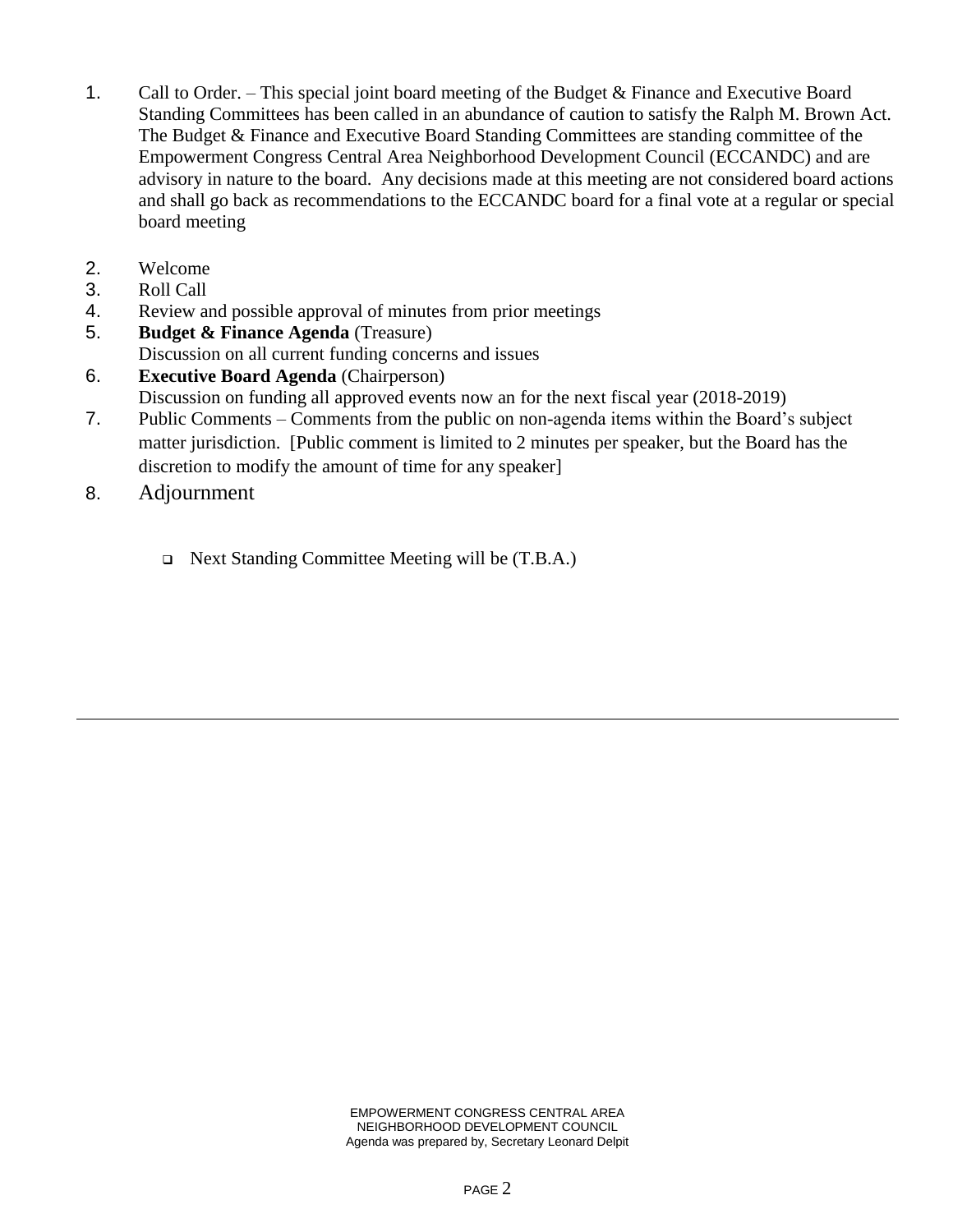1. Call to Order. – This special joint board meeting of the Budget & Finance and Executive Board Standing Committees has been called in an abundance of caution to satisfy the Ralph M. Brown Act. The Budget & Finance and Executive Board Standing Committees are standing committee of the Empowerment Congress Central Area Neighborhood Development Council (ECCANDC) and are advisory in nature to the board. Any decisions made at this meeting are not considered board actions and shall go back as recommendations to the ECCANDC board for a final vote at a regular or special board meeting

2. Welcome
3. Roll Call
4. Review and possible approval of minutes from prior meetings
5. **Budget & Finance Agenda** (Treasure)
   Discussion on all current funding concerns and issues
6. **Executive Board Agenda** (Chairperson)
   Discussion on funding all approved events now an for the next fiscal year (2018-2019)
7. Public Comments – Comments from the public on non-agenda items within the Board's subject matter jurisdiction. [Public comment is limited to 2 minutes per speaker, but the Board has the discretion to modify the amount of time for any speaker]
8. Adjournment

- Next Standing Committee Meeting will be (T.B.A.)

---

EMPOWERMENT CONGRESS CENTRAL AREA
NEIGHBORHOOD DEVELOPMENT COUNCIL
Agenda was prepared by, Secretary Leonard Delpit